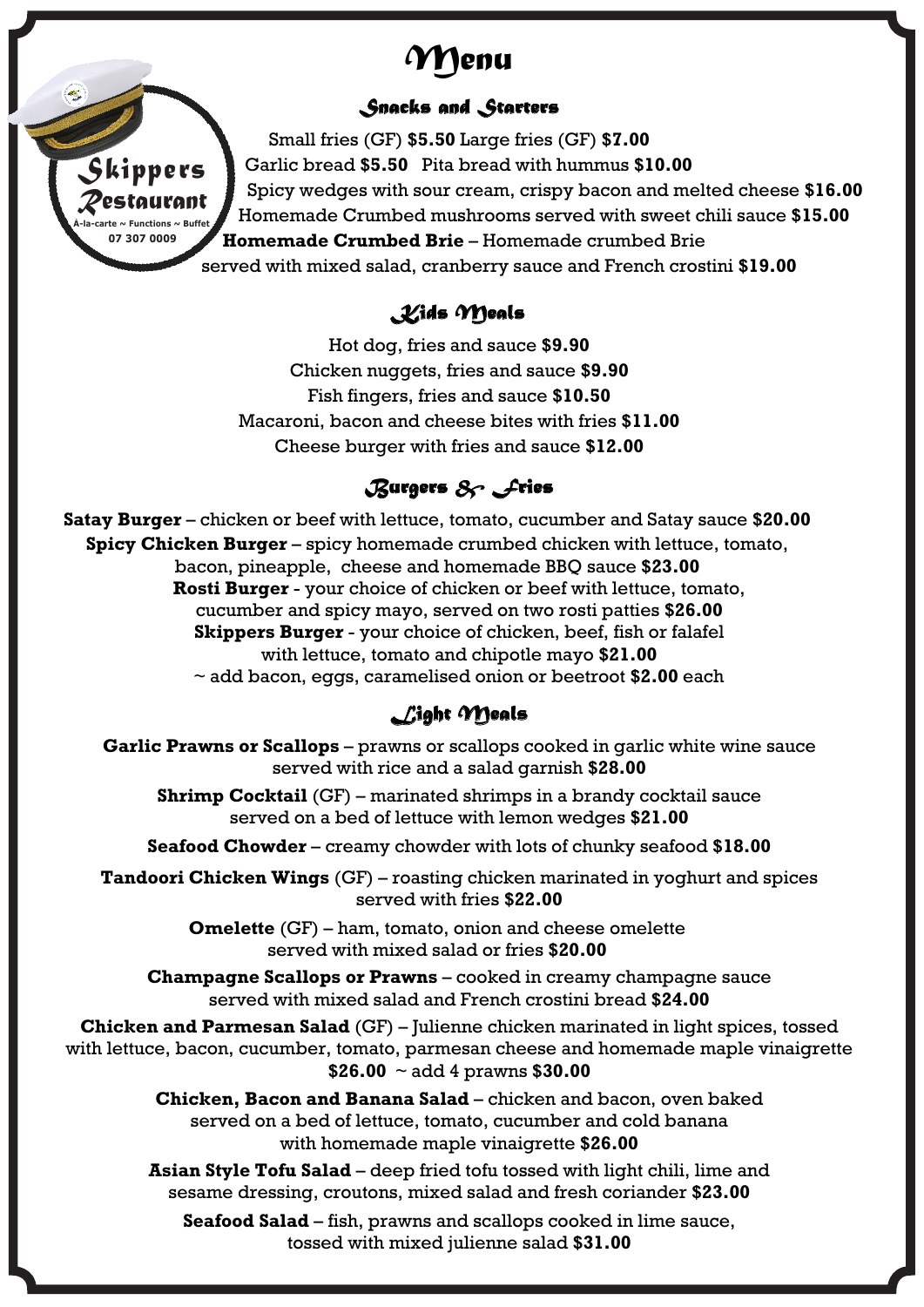# Menu

Skippers Restaurant
À-la-carte ~ Functions ~ Buffet
07 307 0009

## Snacks and Starters

Small fries (GF) **$5.50** Large fries (GF) **$7.00**

Garlic bread **$5.50** Pita bread with hummus **$10.00**

Spicy wedges with sour cream, crispy bacon and melted cheese **$16.00**

Homemade Crumbed mushrooms served with sweet chili sauce **$15.00**

**Homemade Crumbed Brie** – Homemade crumbed Brie served with mixed salad, cranberry sauce and French crostini **$19.00**

## Kids Meals

Hot dog, fries and sauce **$9.90**

Chicken nuggets, fries and sauce **$9.90**

Fish fingers, fries and sauce **$10.50**

Macaroni, bacon and cheese bites with fries **$11.00**

Cheese burger with fries and sauce **$12.00**

## Burgers & Fries

**Satay Burger** – chicken or beef with lettuce, tomato, cucumber and Satay sauce **$20.00**

**Spicy Chicken Burger** – spicy homemade crumbed chicken with lettuce, tomato, bacon, pineapple, cheese and homemade BBQ sauce **$23.00**

**Rosti Burger** - your choice of chicken or beef with lettuce, tomato, cucumber and spicy mayo, served on two rosti patties **$26.00**

**Skippers Burger** - your choice of chicken, beef, fish or falafel with lettuce, tomato and chipotle mayo **$21.00**

~ add bacon, eggs, caramelised onion or beetroot **$2.00** each

## Light Meals

**Garlic Prawns or Scallops** – prawns or scallops cooked in garlic white wine sauce served with rice and a salad garnish **$28.00**

**Shrimp Cocktail** (GF) – marinated shrimps in a brandy cocktail sauce served on a bed of lettuce with lemon wedges **$21.00**

**Seafood Chowder** – creamy chowder with lots of chunky seafood **$18.00**

**Tandoori Chicken Wings** (GF) – roasting chicken marinated in yoghurt and spices served with fries **$22.00**

**Omelette** (GF) – ham, tomato, onion and cheese omelette served with mixed salad or fries **$20.00**

**Champagne Scallops or Prawns** – cooked in creamy champagne sauce served with mixed salad and French crostini bread **$24.00**

**Chicken and Parmesan Salad** (GF) – Julienne chicken marinated in light spices, tossed with lettuce, bacon, cucumber, tomato, parmesan cheese and homemade maple vinaigrette **$26.00** ~ add 4 prawns **$30.00**

**Chicken, Bacon and Banana Salad** – chicken and bacon, oven baked served on a bed of lettuce, tomato, cucumber and cold banana with homemade maple vinaigrette **$26.00**

**Asian Style Tofu Salad** – deep fried tofu tossed with light chili, lime and sesame dressing, croutons, mixed salad and fresh coriander **$23.00**

**Seafood Salad** – fish, prawns and scallops cooked in lime sauce, tossed with mixed julienne salad **$31.00**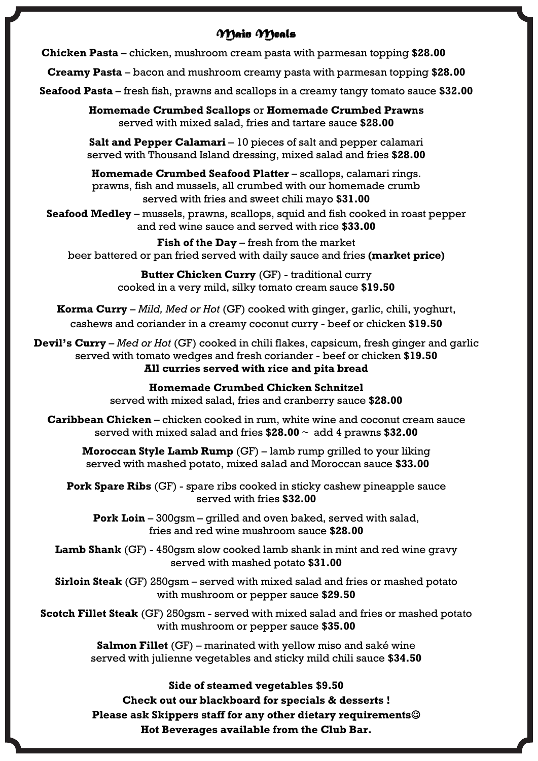# Main Meals

**Chicken Pasta –** chicken, mushroom cream pasta with parmesan topping **$28.00**

**Creamy Pasta** – bacon and mushroom creamy pasta with parmesan topping **$28.00**

**Seafood Pasta** – fresh fish, prawns and scallops in a creamy tangy tomato sauce **$32.00**

**Homemade Crumbed Scallops** or **Homemade Crumbed Prawns**
served with mixed salad, fries and tartare sauce **$28.00**

**Salt and Pepper Calamari** – 10 pieces of salt and pepper calamari
served with Thousand Island dressing, mixed salad and fries **$28.00**

**Homemade Crumbed Seafood Platter** – scallops, calamari rings.
prawns, fish and mussels, all crumbed with our homemade crumb
served with fries and sweet chili mayo **$31.00**

**Seafood Medley** – mussels, prawns, scallops, squid and fish cooked in roast pepper
and red wine sauce and served with rice **$33.00**

**Fish of the Day** – fresh from the market
beer battered or pan fried served with daily sauce and fries **(market price)**

**Butter Chicken Curry** (GF) - traditional curry
cooked in a very mild, silky tomato cream sauce **$19.50**

**Korma Curry** – *Mild, Med or Hot* (GF) cooked with ginger, garlic, chili, yoghurt,
cashews and coriander in a creamy coconut curry - beef or chicken **$19.50**

**Devil's Curry** – *Med or Hot* (GF) cooked in chili flakes, capsicum, fresh ginger and garlic
served with tomato wedges and fresh coriander - beef or chicken **$19.50**
**All curries served with rice and pita bread**

**Homemade Crumbed Chicken Schnitzel**
served with mixed salad, fries and cranberry sauce **$28.00**

**Caribbean Chicken** – chicken cooked in rum, white wine and coconut cream sauce
served with mixed salad and fries **$28.00** ~ add 4 prawns **$32.00**

**Moroccan Style Lamb Rump** (GF) – lamb rump grilled to your liking
served with mashed potato, mixed salad and Moroccan sauce **$33.00**

**Pork Spare Ribs** (GF) - spare ribs cooked in sticky cashew pineapple sauce
served with fries **$32.00**

**Pork Loin** – 300gsm – grilled and oven baked, served with salad,
fries and red wine mushroom sauce **$28.00**

**Lamb Shank** (GF) - 450gsm slow cooked lamb shank in mint and red wine gravy
served with mashed potato **$31.00**

**Sirloin Steak** (GF) 250gsm – served with mixed salad and fries or mashed potato
with mushroom or pepper sauce **$29.50**

**Scotch Fillet Steak** (GF) 250gsm - served with mixed salad and fries or mashed potato
with mushroom or pepper sauce **$35.00**

**Salmon Fillet** (GF) – marinated with yellow miso and saké wine
served with julienne vegetables and sticky mild chili sauce **$34.50**

**Side of steamed vegetables $9.50**
**Check out our blackboard for specials & desserts !**
**Please ask Skippers staff for any other dietary requirements☺**
**Hot Beverages available from the Club Bar.**